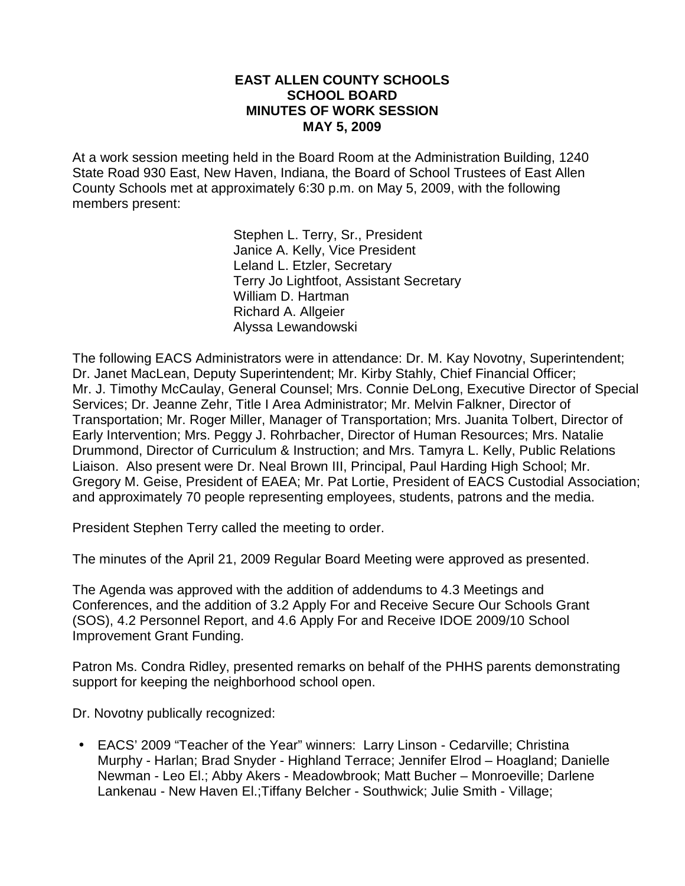# EAST ALLEN COUNTY SCHOOLS
## SCHOOL BOARD
## MINUTES OF WORK SESSION
## MAY 5, 2009

At a work session meeting held in the Board Room at the Administration Building, 1240 State Road 930 East, New Haven, Indiana, the Board of School Trustees of East Allen County Schools met at approximately 6:30 p.m. on May 5, 2009, with the following members present:

Stephen L. Terry, Sr., President
Janice A. Kelly, Vice President
Leland L. Etzler, Secretary
Terry Jo Lightfoot, Assistant Secretary
William D. Hartman
Richard A. Allgeier
Alyssa Lewandowski

The following EACS Administrators were in attendance: Dr. M. Kay Novotny, Superintendent; Dr. Janet MacLean, Deputy Superintendent; Mr. Kirby Stahly, Chief Financial Officer; Mr. J. Timothy McCaulay, General Counsel; Mrs. Connie DeLong, Executive Director of Special Services; Dr. Jeanne Zehr, Title I Area Administrator; Mr. Melvin Falkner, Director of Transportation; Mr. Roger Miller, Manager of Transportation; Mrs. Juanita Tolbert, Director of Early Intervention; Mrs. Peggy J. Rohrbacher, Director of Human Resources; Mrs. Natalie Drummond, Director of Curriculum & Instruction; and Mrs. Tamyra L. Kelly, Public Relations Liaison. Also present were Dr. Neal Brown III, Principal, Paul Harding High School; Mr. Gregory M. Geise, President of EAEA; Mr. Pat Lortie, President of EACS Custodial Association; and approximately 70 people representing employees, students, patrons and the media.

President Stephen Terry called the meeting to order.

The minutes of the April 21, 2009 Regular Board Meeting were approved as presented.

The Agenda was approved with the addition of addendums to 4.3 Meetings and Conferences, and the addition of 3.2 Apply For and Receive Secure Our Schools Grant (SOS), 4.2 Personnel Report, and 4.6 Apply For and Receive IDOE 2009/10 School Improvement Grant Funding.

Patron Ms. Condra Ridley, presented remarks on behalf of the PHHS parents demonstrating support for keeping the neighborhood school open.

Dr. Novotny publically recognized:

- EACS' 2009 "Teacher of the Year" winners: Larry Linson - Cedarville; Christina Murphy - Harlan; Brad Snyder - Highland Terrace; Jennifer Elrod – Hoagland; Danielle Newman - Leo El.; Abby Akers - Meadowbrook; Matt Bucher – Monroeville; Darlene Lankenau - New Haven El.;Tiffany Belcher - Southwick; Julie Smith - Village;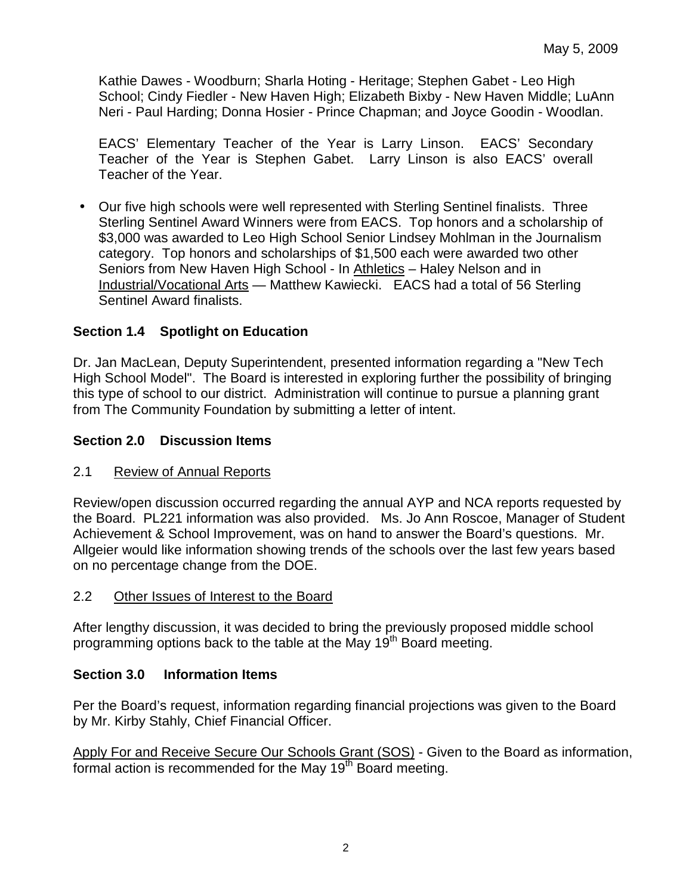Kathie Dawes - Woodburn; Sharla Hoting - Heritage; Stephen Gabet - Leo High School; Cindy Fiedler - New Haven High; Elizabeth Bixby - New Haven Middle; LuAnn Neri - Paul Harding; Donna Hosier - Prince Chapman; and Joyce Goodin - Woodlan.

EACS' Elementary Teacher of the Year is Larry Linson. EACS' Secondary Teacher of the Year is Stephen Gabet. Larry Linson is also EACS' overall Teacher of the Year.

- Our five high schools were well represented with Sterling Sentinel finalists. Three Sterling Sentinel Award Winners were from EACS. Top honors and a scholarship of $3,000 was awarded to Leo High School Senior Lindsey Mohlman in the Journalism category. Top honors and scholarships of $1,500 each were awarded two other Seniors from New Haven High School - In Athletics – Haley Nelson and in Industrial/Vocational Arts — Matthew Kawiecki. EACS had a total of 56 Sterling Sentinel Award finalists.

**Section 1.4 Spotlight on Education**

Dr. Jan MacLean, Deputy Superintendent, presented information regarding a "New Tech High School Model". The Board is interested in exploring further the possibility of bringing this type of school to our district. Administration will continue to pursue a planning grant from The Community Foundation by submitting a letter of intent.

**Section 2.0 Discussion Items**

2.1 Review of Annual Reports

Review/open discussion occurred regarding the annual AYP and NCA reports requested by the Board. PL221 information was also provided. Ms. Jo Ann Roscoe, Manager of Student Achievement & School Improvement, was on hand to answer the Board's questions. Mr. Allgeier would like information showing trends of the schools over the last few years based on no percentage change from the DOE.

2.2 Other Issues of Interest to the Board

After lengthy discussion, it was decided to bring the previously proposed middle school programming options back to the table at the May 19th Board meeting.

**Section 3.0 Information Items**

Per the Board's request, information regarding financial projections was given to the Board by Mr. Kirby Stahly, Chief Financial Officer.

Apply For and Receive Secure Our Schools Grant (SOS) - Given to the Board as information, formal action is recommended for the May 19th Board meeting.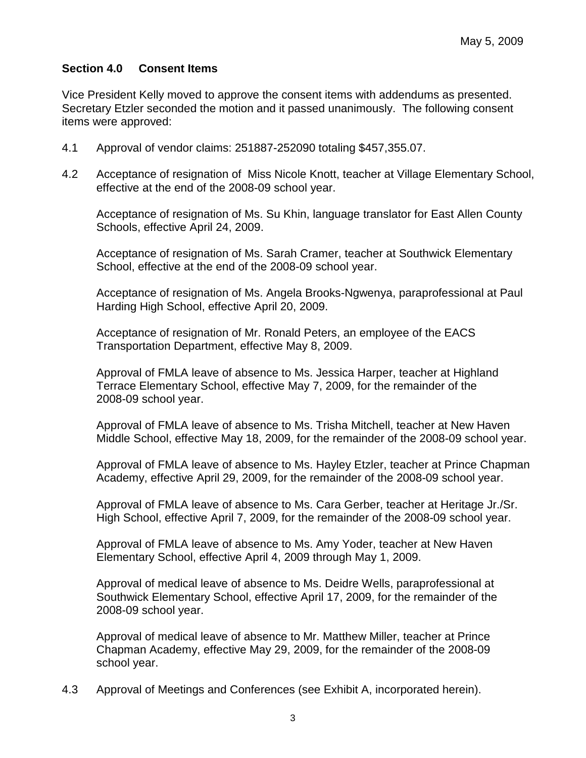May 5, 2009

### Section 4.0 Consent Items

Vice President Kelly moved to approve the consent items with addendums as presented. Secretary Etzler seconded the motion and it passed unanimously. The following consent items were approved:

4.1 Approval of vendor claims: 251887-252090 totaling $457,355.07.

4.2 Acceptance of resignation of Miss Nicole Knott, teacher at Village Elementary School, effective at the end of the 2008-09 school year.

Acceptance of resignation of Ms. Su Khin, language translator for East Allen County Schools, effective April 24, 2009.

Acceptance of resignation of Ms. Sarah Cramer, teacher at Southwick Elementary School, effective at the end of the 2008-09 school year.

Acceptance of resignation of Ms. Angela Brooks-Ngwenya, paraprofessional at Paul Harding High School, effective April 20, 2009.

Acceptance of resignation of Mr. Ronald Peters, an employee of the EACS Transportation Department, effective May 8, 2009.

Approval of FMLA leave of absence to Ms. Jessica Harper, teacher at Highland Terrace Elementary School, effective May 7, 2009, for the remainder of the 2008-09 school year.

Approval of FMLA leave of absence to Ms. Trisha Mitchell, teacher at New Haven Middle School, effective May 18, 2009, for the remainder of the 2008-09 school year.

Approval of FMLA leave of absence to Ms. Hayley Etzler, teacher at Prince Chapman Academy, effective April 29, 2009, for the remainder of the 2008-09 school year.

Approval of FMLA leave of absence to Ms. Cara Gerber, teacher at Heritage Jr./Sr. High School, effective April 7, 2009, for the remainder of the 2008-09 school year.

Approval of FMLA leave of absence to Ms. Amy Yoder, teacher at New Haven Elementary School, effective April 4, 2009 through May 1, 2009.

Approval of medical leave of absence to Ms. Deidre Wells, paraprofessional at Southwick Elementary School, effective April 17, 2009, for the remainder of the 2008-09 school year.

Approval of medical leave of absence to Mr. Matthew Miller, teacher at Prince Chapman Academy, effective May 29, 2009, for the remainder of the 2008-09 school year.

4.3 Approval of Meetings and Conferences (see Exhibit A, incorporated herein).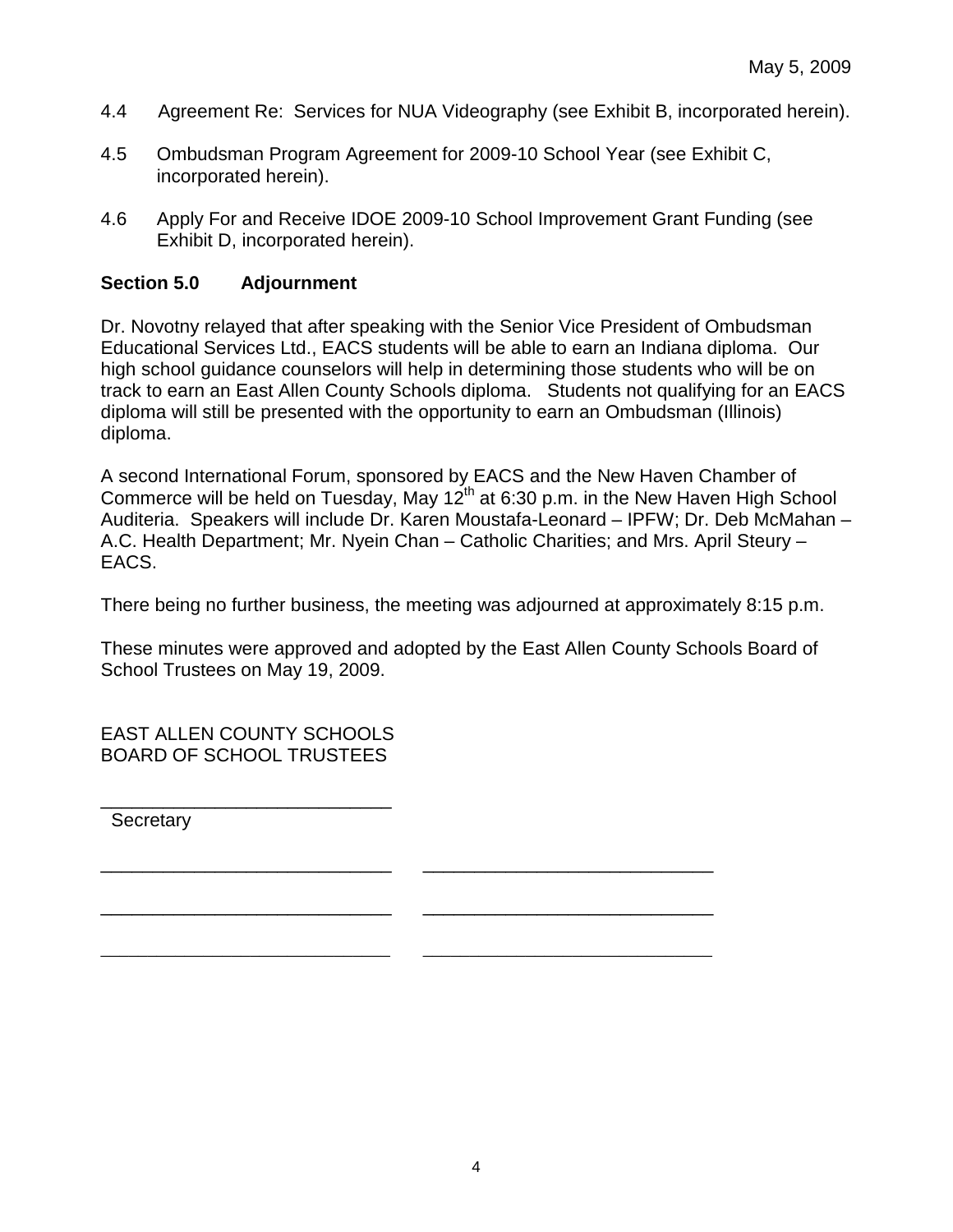4.4 Agreement Re: Services for NUA Videography (see Exhibit B, incorporated herein).

4.5 Ombudsman Program Agreement for 2009-10 School Year (see Exhibit C, incorporated herein).

4.6 Apply For and Receive IDOE 2009-10 School Improvement Grant Funding (see Exhibit D, incorporated herein).

**Section 5.0 Adjournment**

Dr. Novotny relayed that after speaking with the Senior Vice President of Ombudsman Educational Services Ltd., EACS students will be able to earn an Indiana diploma. Our high school guidance counselors will help in determining those students who will be on track to earn an East Allen County Schools diploma. Students not qualifying for an EACS diploma will still be presented with the opportunity to earn an Ombudsman (Illinois) diploma.

A second International Forum, sponsored by EACS and the New Haven Chamber of Commerce will be held on Tuesday, May 12th at 6:30 p.m. in the New Haven High School Auditeria. Speakers will include Dr. Karen Moustafa-Leonard – IPFW; Dr. Deb McMahan – A.C. Health Department; Mr. Nyein Chan – Catholic Charities; and Mrs. April Steury – EACS.

There being no further business, the meeting was adjourned at approximately 8:15 p.m.

These minutes were approved and adopted by the East Allen County Schools Board of School Trustees on May 19, 2009.

EAST ALLEN COUNTY SCHOOLS
BOARD OF SCHOOL TRUSTEES

____________________________
Secretary

____________________________ ____________________________

____________________________ ____________________________

____________________________ ____________________________